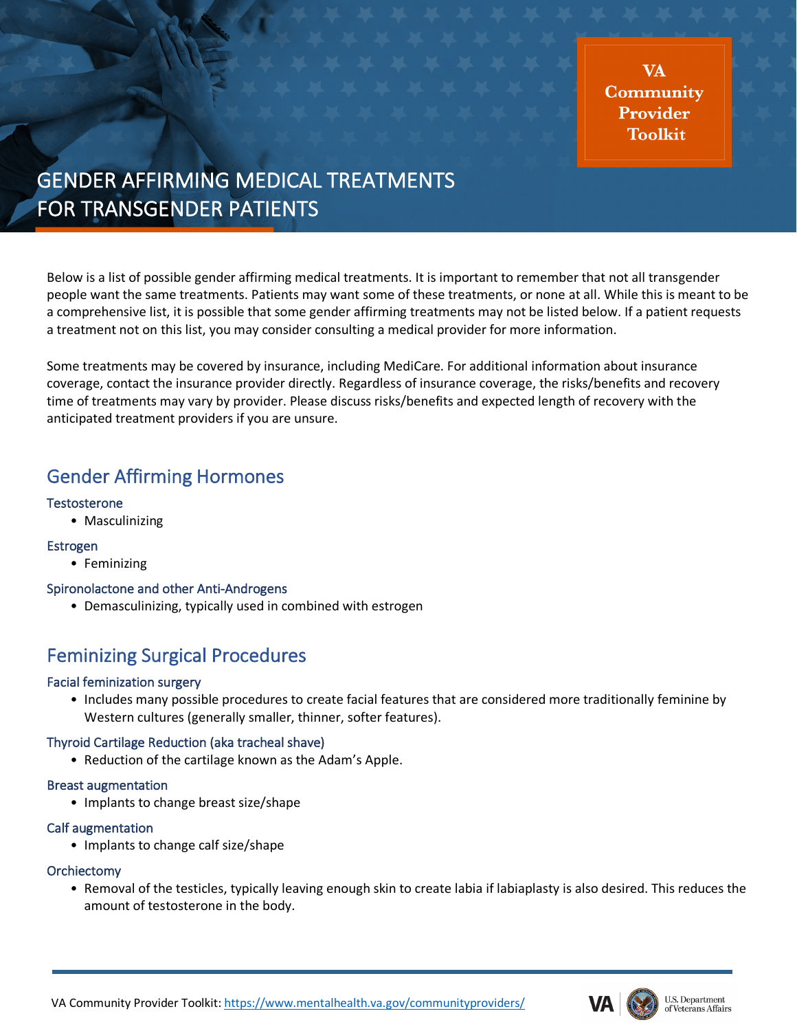VA Community Provider Toolkit

# GENDER AFFIRMING MEDICAL TREATMENTS FOR TRANSGENDER PATIENTS

Below is a list of possible gender affirming medical treatments. It is important to remember that not all transgender people want the same treatments. Patients may want some of these treatments, or none at all. While this is meant to be a comprehensive list, it is possible that some gender affirming treatments may not be listed below. If a patient requests a treatment not on this list, you may consider consulting a medical provider for more information.

Some treatments may be covered by insurance, including MediCare. For additional information about insurance coverage, contact the insurance provider directly. Regardless of insurance coverage, the risks/benefits and recovery time of treatments may vary by provider. Please discuss risks/benefits and expected length of recovery with the anticipated treatment providers if you are unsure.

## Gender Affirming Hormones

### Testosterone

- Masculinizing

### Estrogen

- Feminizing

### Spironolactone and other Anti-Androgens

- Demasculinizing, typically used in combined with estrogen

## Feminizing Surgical Procedures

### Facial feminization surgery

- Includes many possible procedures to create facial features that are considered more traditionally feminine by Western cultures (generally smaller, thinner, softer features).

### Thyroid Cartilage Reduction (aka tracheal shave)

- Reduction of the cartilage known as the Adam's Apple.

### Breast augmentation

- Implants to change breast size/shape

### Calf augmentation

- Implants to change calf size/shape

### Orchiectomy

- Removal of the testicles, typically leaving enough skin to create labia if labiaplasty is also desired. This reduces the amount of testosterone in the body.

VA Community Provider Toolkit: https://www.mentalhealth.va.gov/communityproviders/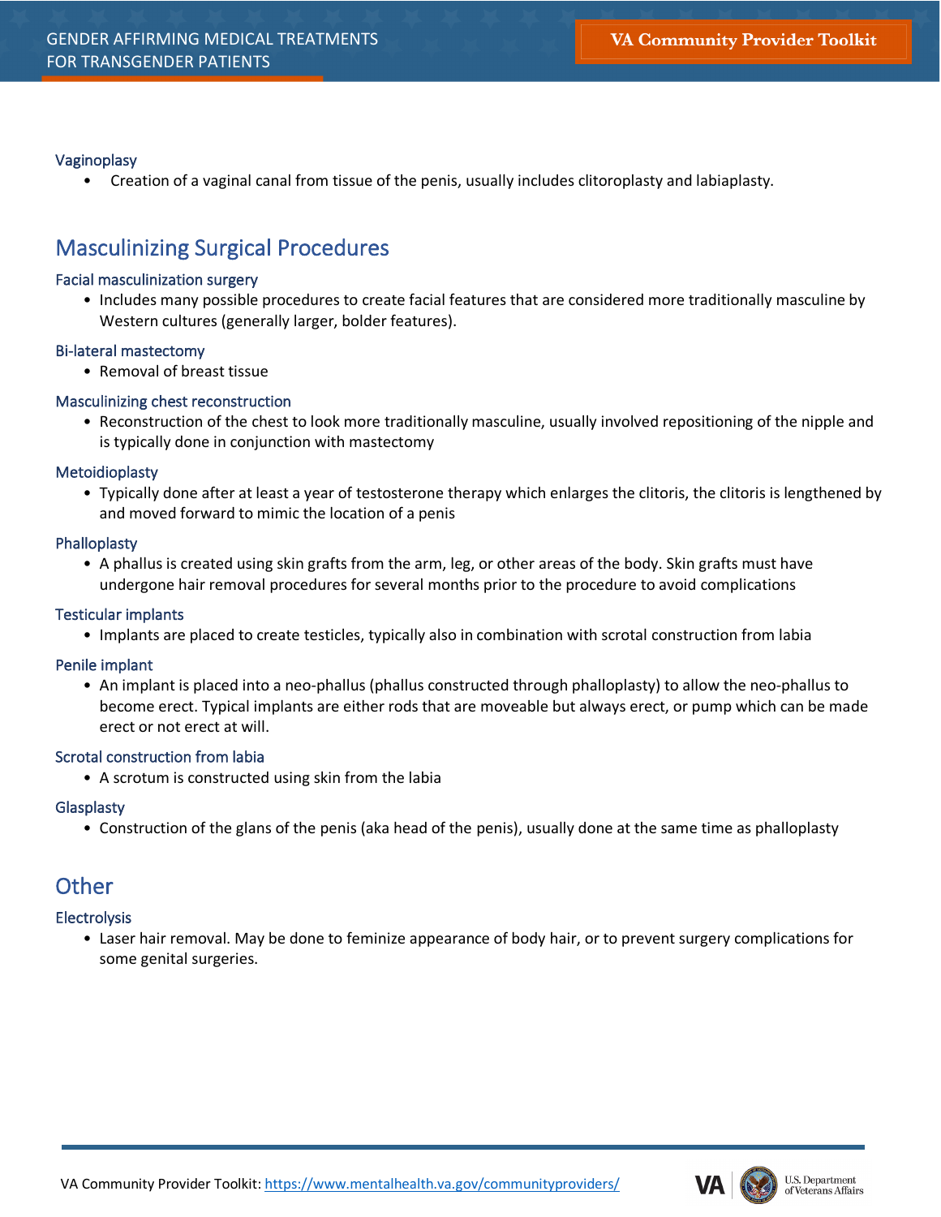### Vaginoplasy

- Creation of a vaginal canal from tissue of the penis, usually includes clitoroplasty and labiaplasty.

## Masculinizing Surgical Procedures

### Facial masculinization surgery

- Includes many possible procedures to create facial features that are considered more traditionally masculine by Western cultures (generally larger, bolder features).

### Bi-lateral mastectomy

- Removal of breast tissue

### Masculinizing chest reconstruction

- Reconstruction of the chest to look more traditionally masculine, usually involved repositioning of the nipple and is typically done in conjunction with mastectomy

### Metoidioplasty

- Typically done after at least a year of testosterone therapy which enlarges the clitoris, the clitoris is lengthened by and moved forward to mimic the location of a penis

### Phalloplasty

- A phallus is created using skin grafts from the arm, leg, or other areas of the body. Skin grafts must have undergone hair removal procedures for several months prior to the procedure to avoid complications

### Testicular implants

- Implants are placed to create testicles, typically also in combination with scrotal construction from labia

### Penile implant

- An implant is placed into a neo-phallus (phallus constructed through phalloplasty) to allow the neo-phallus to become erect. Typical implants are either rods that are moveable but always erect, or pump which can be made erect or not erect at will.

### Scrotal construction from labia

- A scrotum is constructed using skin from the labia

### Glasplasty

- Construction of the glans of the penis (aka head of the penis), usually done at the same time as phalloplasty

## Other

### Electrolysis

- Laser hair removal. May be done to feminize appearance of body hair, or to prevent surgery complications for some genital surgeries.